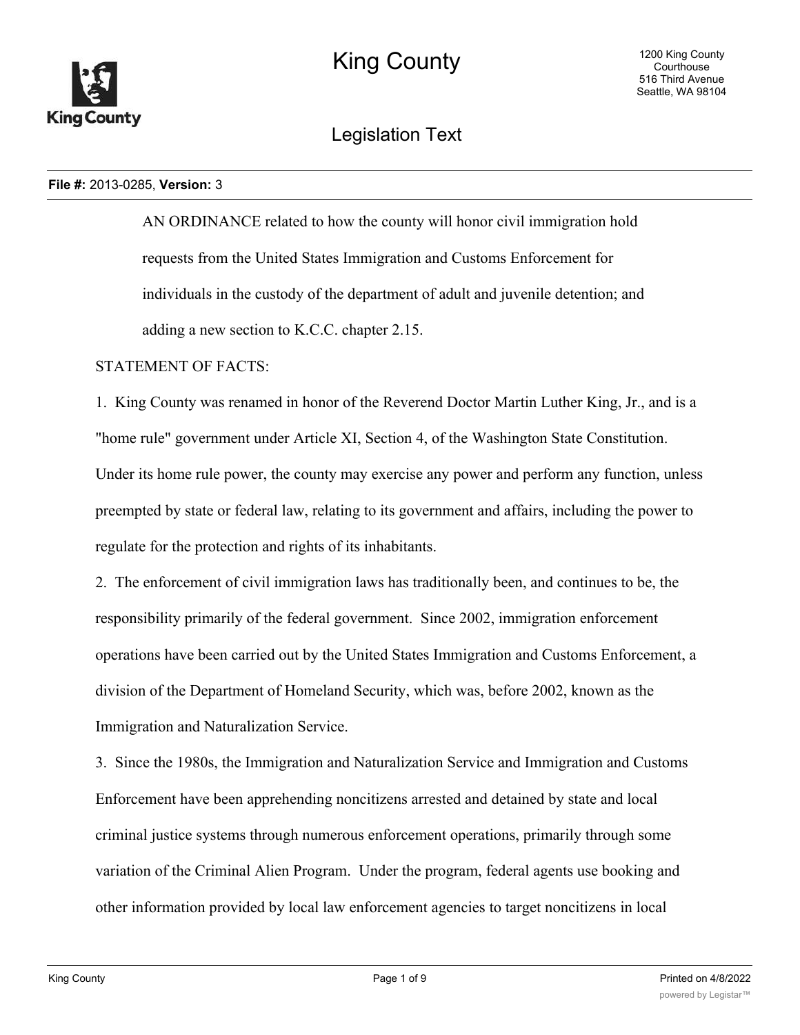# King County

1200 King County Courthouse
516 Third Avenue
Seattle, WA 98104

## Legislation Text

**File #:** 2013-0285, **Version:** 3

AN ORDINANCE related to how the county will honor civil immigration hold requests from the United States Immigration and Customs Enforcement for individuals in the custody of the department of adult and juvenile detention; and adding a new section to K.C.C. chapter 2.15.

STATEMENT OF FACTS:

1. King County was renamed in honor of the Reverend Doctor Martin Luther King, Jr., and is a "home rule" government under Article XI, Section 4, of the Washington State Constitution. Under its home rule power, the county may exercise any power and perform any function, unless preempted by state or federal law, relating to its government and affairs, including the power to regulate for the protection and rights of its inhabitants.

2. The enforcement of civil immigration laws has traditionally been, and continues to be, the responsibility primarily of the federal government. Since 2002, immigration enforcement operations have been carried out by the United States Immigration and Customs Enforcement, a division of the Department of Homeland Security, which was, before 2002, known as the Immigration and Naturalization Service.

3. Since the 1980s, the Immigration and Naturalization Service and Immigration and Customs Enforcement have been apprehending noncitizens arrested and detained by state and local criminal justice systems through numerous enforcement operations, primarily through some variation of the Criminal Alien Program. Under the program, federal agents use booking and other information provided by local law enforcement agencies to target noncitizens in local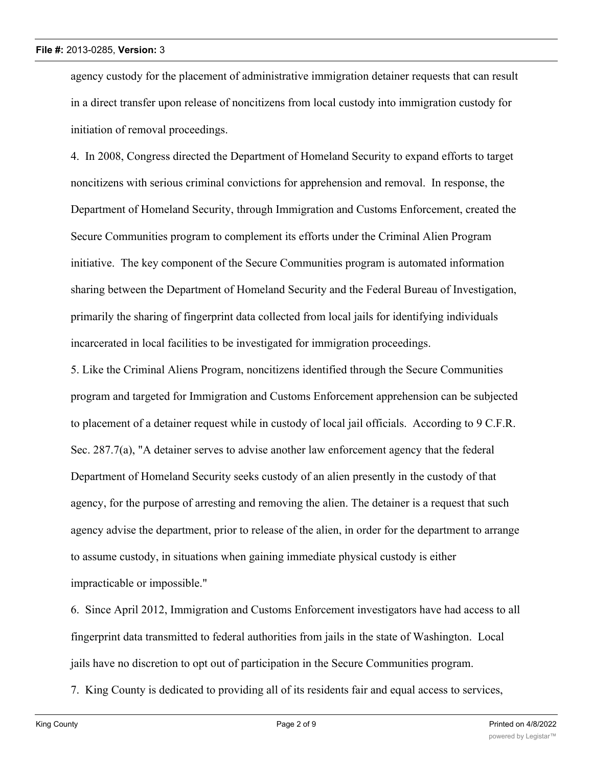agency custody for the placement of administrative immigration detainer requests that can result in a direct transfer upon release of noncitizens from local custody into immigration custody for initiation of removal proceedings.

4. In 2008, Congress directed the Department of Homeland Security to expand efforts to target noncitizens with serious criminal convictions for apprehension and removal. In response, the Department of Homeland Security, through Immigration and Customs Enforcement, created the Secure Communities program to complement its efforts under the Criminal Alien Program initiative. The key component of the Secure Communities program is automated information sharing between the Department of Homeland Security and the Federal Bureau of Investigation, primarily the sharing of fingerprint data collected from local jails for identifying individuals incarcerated in local facilities to be investigated for immigration proceedings.

5. Like the Criminal Aliens Program, noncitizens identified through the Secure Communities program and targeted for Immigration and Customs Enforcement apprehension can be subjected to placement of a detainer request while in custody of local jail officials. According to 9 C.F.R. Sec. 287.7(a), "A detainer serves to advise another law enforcement agency that the federal Department of Homeland Security seeks custody of an alien presently in the custody of that agency, for the purpose of arresting and removing the alien. The detainer is a request that such agency advise the department, prior to release of the alien, in order for the department to arrange to assume custody, in situations when gaining immediate physical custody is either impracticable or impossible."

6. Since April 2012, Immigration and Customs Enforcement investigators have had access to all fingerprint data transmitted to federal authorities from jails in the state of Washington. Local jails have no discretion to opt out of participation in the Secure Communities program.

7. King County is dedicated to providing all of its residents fair and equal access to services,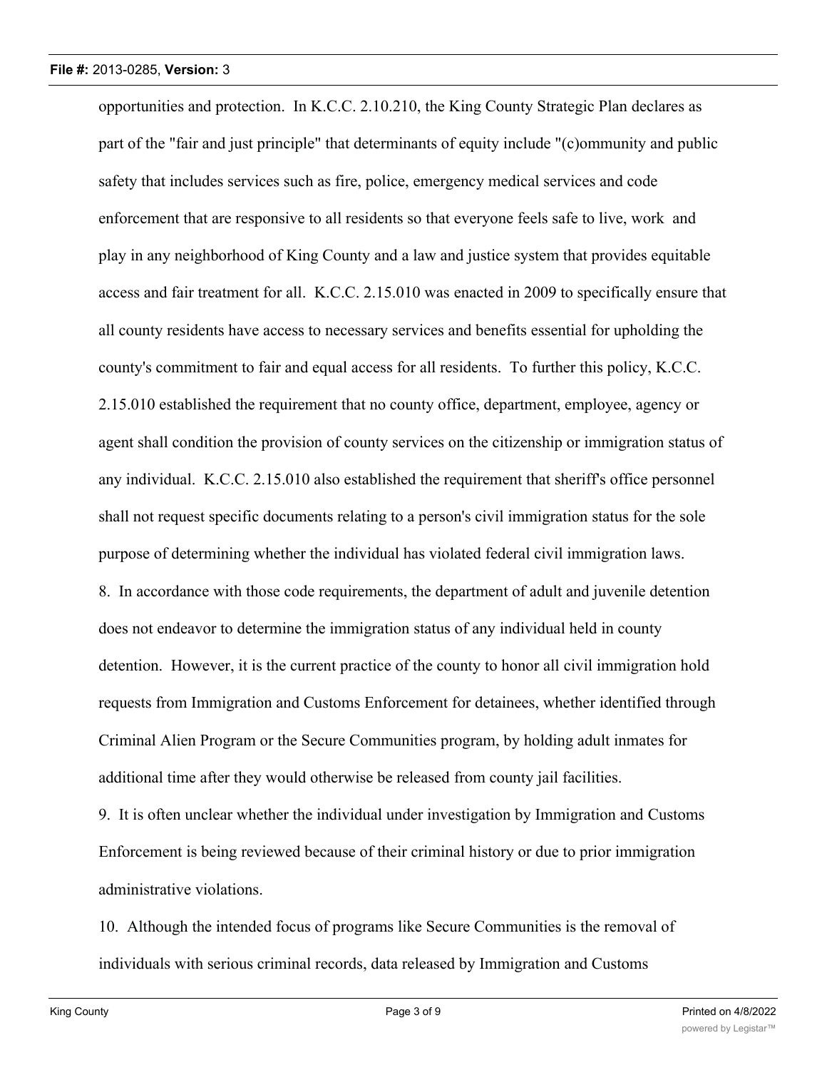opportunities and protection. In K.C.C. 2.10.210, the King County Strategic Plan declares as part of the "fair and just principle" that determinants of equity include "(c)ommunity and public safety that includes services such as fire, police, emergency medical services and code enforcement that are responsive to all residents so that everyone feels safe to live, work and play in any neighborhood of King County and a law and justice system that provides equitable access and fair treatment for all. K.C.C. 2.15.010 was enacted in 2009 to specifically ensure that all county residents have access to necessary services and benefits essential for upholding the county's commitment to fair and equal access for all residents. To further this policy, K.C.C. 2.15.010 established the requirement that no county office, department, employee, agency or agent shall condition the provision of county services on the citizenship or immigration status of any individual. K.C.C. 2.15.010 also established the requirement that sheriff's office personnel shall not request specific documents relating to a person's civil immigration status for the sole purpose of determining whether the individual has violated federal civil immigration laws.

8. In accordance with those code requirements, the department of adult and juvenile detention does not endeavor to determine the immigration status of any individual held in county detention. However, it is the current practice of the county to honor all civil immigration hold requests from Immigration and Customs Enforcement for detainees, whether identified through Criminal Alien Program or the Secure Communities program, by holding adult inmates for additional time after they would otherwise be released from county jail facilities.

9. It is often unclear whether the individual under investigation by Immigration and Customs Enforcement is being reviewed because of their criminal history or due to prior immigration administrative violations.

10. Although the intended focus of programs like Secure Communities is the removal of individuals with serious criminal records, data released by Immigration and Customs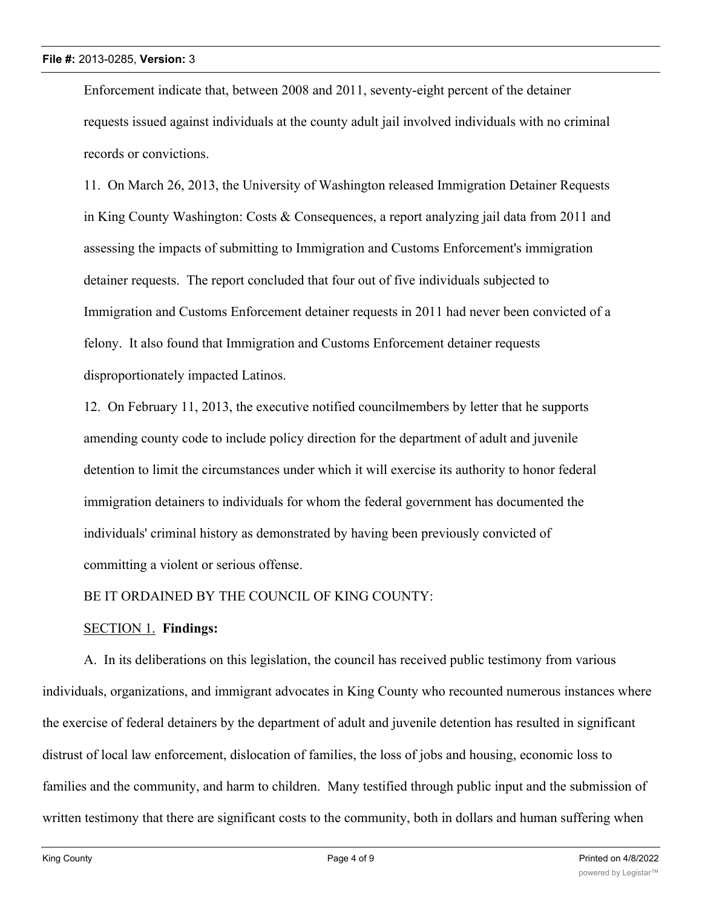Enforcement indicate that, between 2008 and 2011, seventy-eight percent of the detainer requests issued against individuals at the county adult jail involved individuals with no criminal records or convictions.

11. On March 26, 2013, the University of Washington released Immigration Detainer Requests in King County Washington: Costs & Consequences, a report analyzing jail data from 2011 and assessing the impacts of submitting to Immigration and Customs Enforcement's immigration detainer requests. The report concluded that four out of five individuals subjected to Immigration and Customs Enforcement detainer requests in 2011 had never been convicted of a felony. It also found that Immigration and Customs Enforcement detainer requests disproportionately impacted Latinos.

12. On February 11, 2013, the executive notified councilmembers by letter that he supports amending county code to include policy direction for the department of adult and juvenile detention to limit the circumstances under which it will exercise its authority to honor federal immigration detainers to individuals for whom the federal government has documented the individuals' criminal history as demonstrated by having been previously convicted of committing a violent or serious offense.

BE IT ORDAINED BY THE COUNCIL OF KING COUNTY:

SECTION 1. **Findings:**

A. In its deliberations on this legislation, the council has received public testimony from various individuals, organizations, and immigrant advocates in King County who recounted numerous instances where the exercise of federal detainers by the department of adult and juvenile detention has resulted in significant distrust of local law enforcement, dislocation of families, the loss of jobs and housing, economic loss to families and the community, and harm to children. Many testified through public input and the submission of written testimony that there are significant costs to the community, both in dollars and human suffering when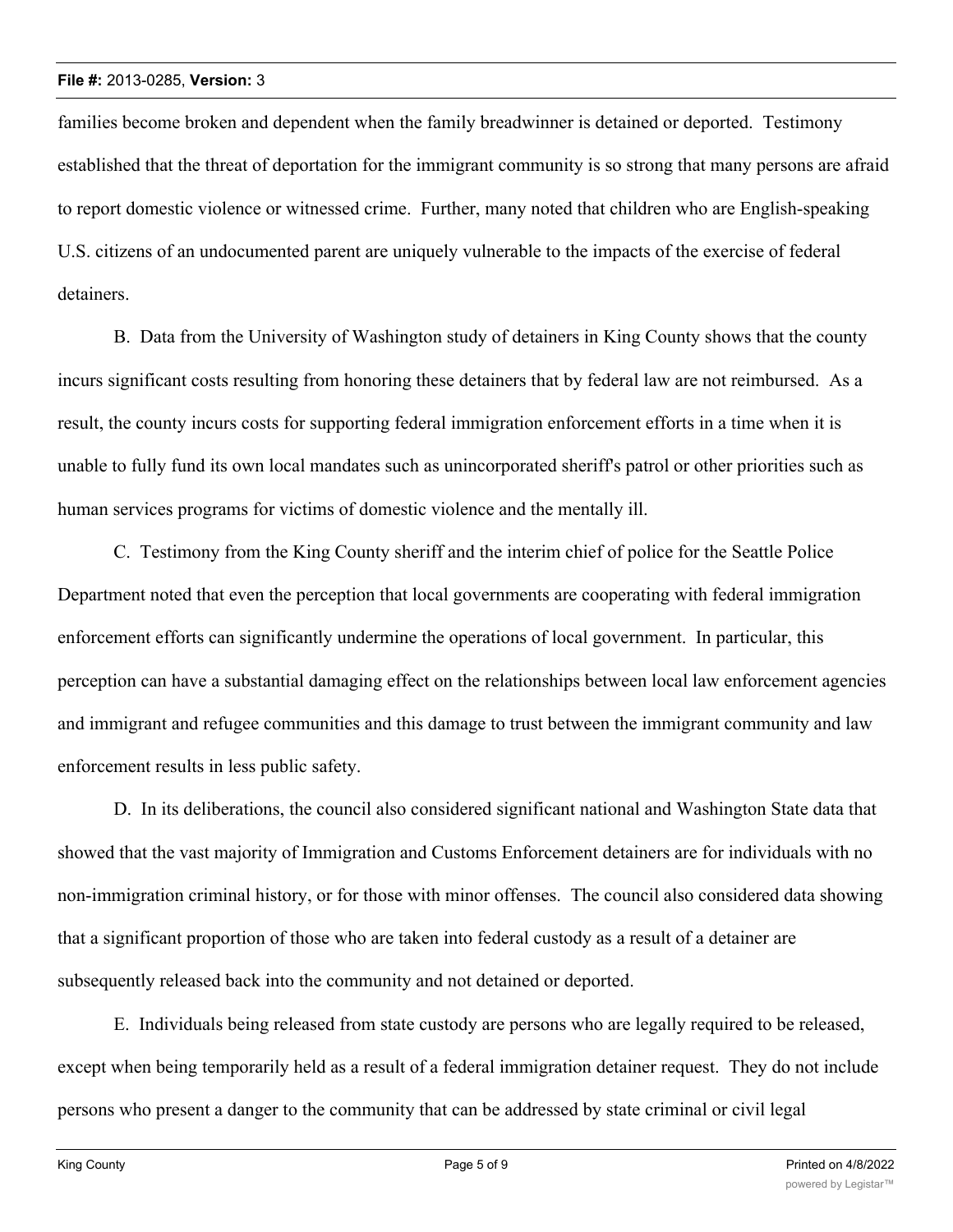families become broken and dependent when the family breadwinner is detained or deported. Testimony established that the threat of deportation for the immigrant community is so strong that many persons are afraid to report domestic violence or witnessed crime. Further, many noted that children who are English-speaking U.S. citizens of an undocumented parent are uniquely vulnerable to the impacts of the exercise of federal detainers.

B. Data from the University of Washington study of detainers in King County shows that the county incurs significant costs resulting from honoring these detainers that by federal law are not reimbursed. As a result, the county incurs costs for supporting federal immigration enforcement efforts in a time when it is unable to fully fund its own local mandates such as unincorporated sheriff's patrol or other priorities such as human services programs for victims of domestic violence and the mentally ill.

C. Testimony from the King County sheriff and the interim chief of police for the Seattle Police Department noted that even the perception that local governments are cooperating with federal immigration enforcement efforts can significantly undermine the operations of local government. In particular, this perception can have a substantial damaging effect on the relationships between local law enforcement agencies and immigrant and refugee communities and this damage to trust between the immigrant community and law enforcement results in less public safety.

D. In its deliberations, the council also considered significant national and Washington State data that showed that the vast majority of Immigration and Customs Enforcement detainers are for individuals with no non-immigration criminal history, or for those with minor offenses. The council also considered data showing that a significant proportion of those who are taken into federal custody as a result of a detainer are subsequently released back into the community and not detained or deported.

E. Individuals being released from state custody are persons who are legally required to be released, except when being temporarily held as a result of a federal immigration detainer request. They do not include persons who present a danger to the community that can be addressed by state criminal or civil legal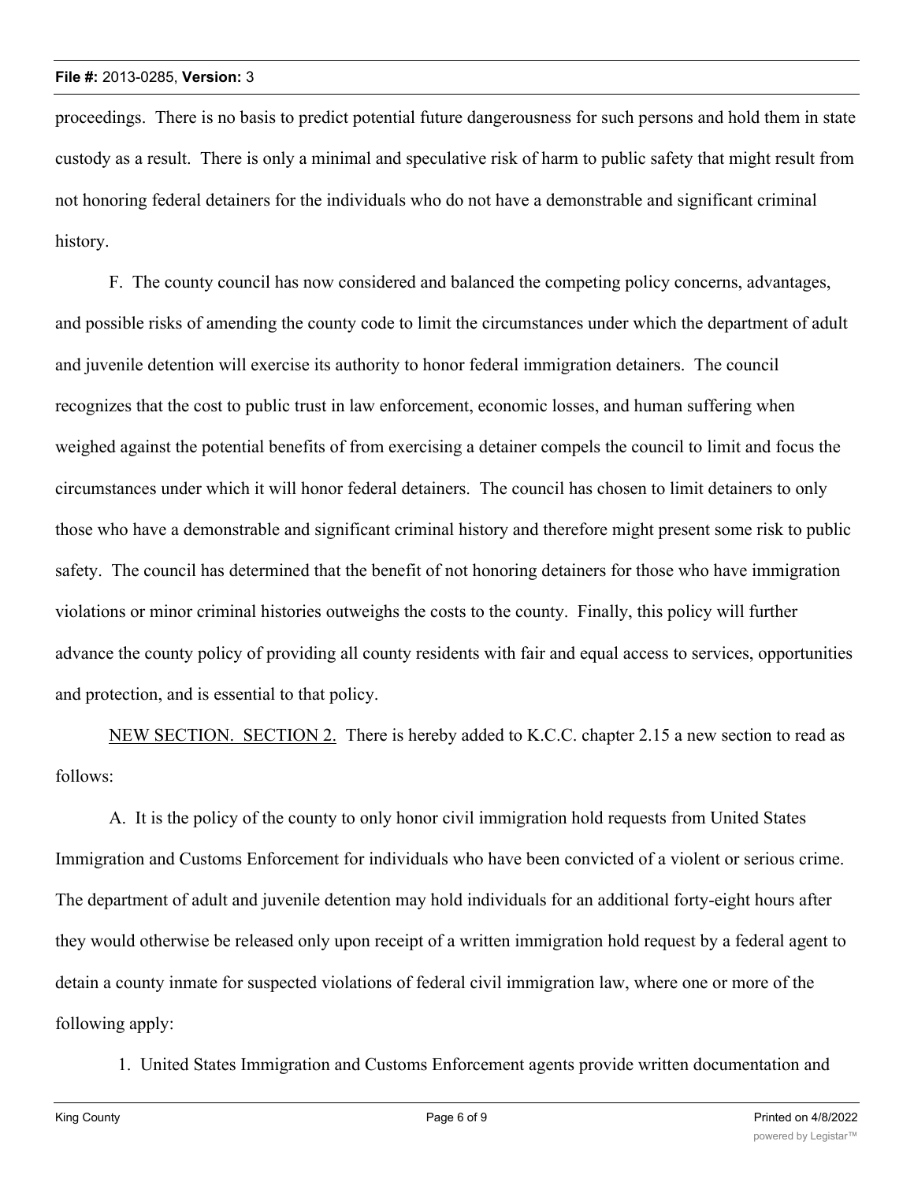proceedings. There is no basis to predict potential future dangerousness for such persons and hold them in state custody as a result. There is only a minimal and speculative risk of harm to public safety that might result from not honoring federal detainers for the individuals who do not have a demonstrable and significant criminal history.

F. The county council has now considered and balanced the competing policy concerns, advantages, and possible risks of amending the county code to limit the circumstances under which the department of adult and juvenile detention will exercise its authority to honor federal immigration detainers. The council recognizes that the cost to public trust in law enforcement, economic losses, and human suffering when weighed against the potential benefits of from exercising a detainer compels the council to limit and focus the circumstances under which it will honor federal detainers. The council has chosen to limit detainers to only those who have a demonstrable and significant criminal history and therefore might present some risk to public safety. The council has determined that the benefit of not honoring detainers for those who have immigration violations or minor criminal histories outweighs the costs to the county. Finally, this policy will further advance the county policy of providing all county residents with fair and equal access to services, opportunities and protection, and is essential to that policy.

<u>NEW SECTION. SECTION 2.</u> There is hereby added to K.C.C. chapter 2.15 a new section to read as follows:

A. It is the policy of the county to only honor civil immigration hold requests from United States Immigration and Customs Enforcement for individuals who have been convicted of a violent or serious crime. The department of adult and juvenile detention may hold individuals for an additional forty-eight hours after they would otherwise be released only upon receipt of a written immigration hold request by a federal agent to detain a county inmate for suspected violations of federal civil immigration law, where one or more of the following apply:

1. United States Immigration and Customs Enforcement agents provide written documentation and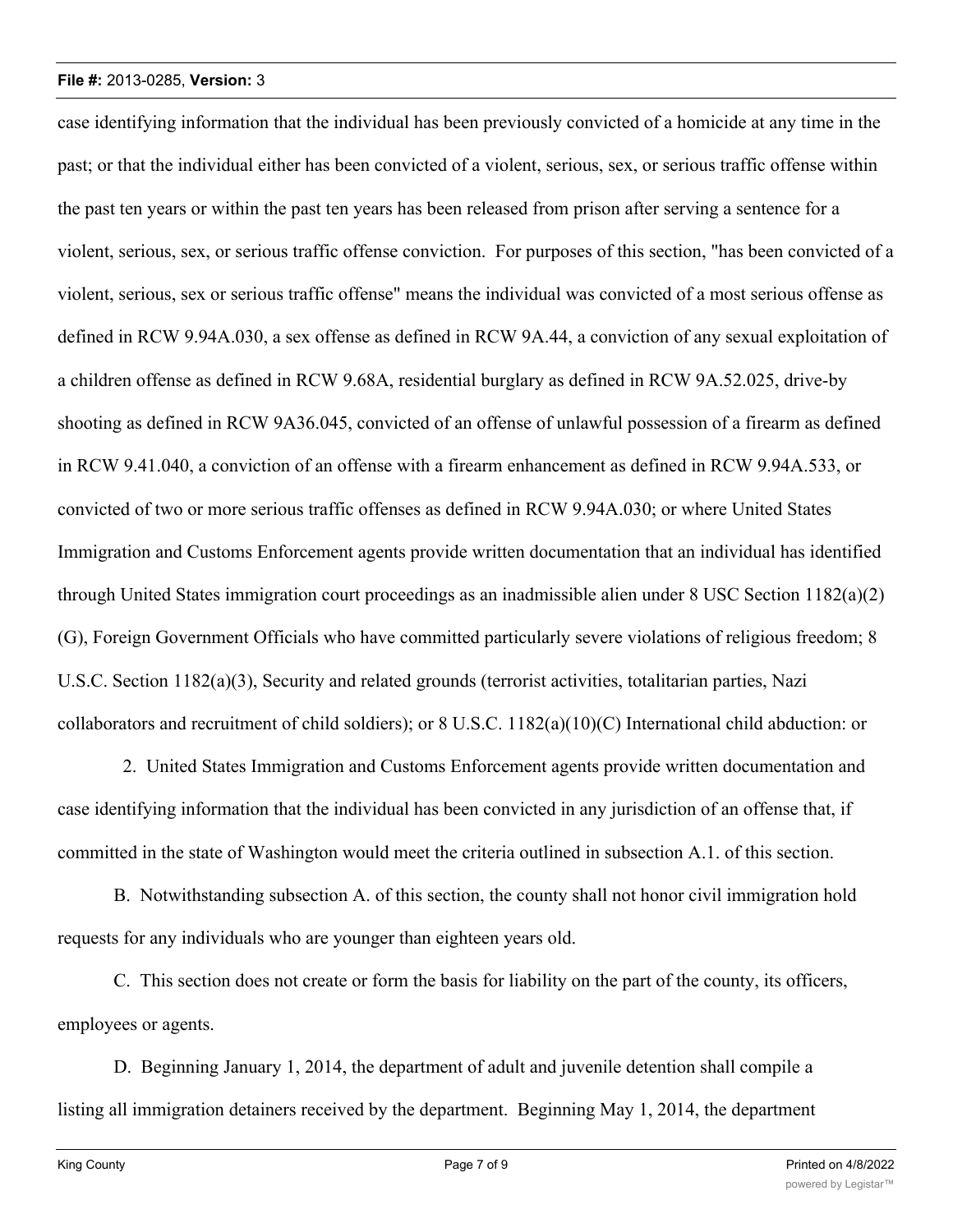case identifying information that the individual has been previously convicted of a homicide at any time in the past; or that the individual either has been convicted of a violent, serious, sex, or serious traffic offense within the past ten years or within the past ten years has been released from prison after serving a sentence for a violent, serious, sex, or serious traffic offense conviction. For purposes of this section, "has been convicted of a violent, serious, sex or serious traffic offense" means the individual was convicted of a most serious offense as defined in RCW 9.94A.030, a sex offense as defined in RCW 9A.44, a conviction of any sexual exploitation of a children offense as defined in RCW 9.68A, residential burglary as defined in RCW 9A.52.025, drive-by shooting as defined in RCW 9A36.045, convicted of an offense of unlawful possession of a firearm as defined in RCW 9.41.040, a conviction of an offense with a firearm enhancement as defined in RCW 9.94A.533, or convicted of two or more serious traffic offenses as defined in RCW 9.94A.030; or where United States Immigration and Customs Enforcement agents provide written documentation that an individual has identified through United States immigration court proceedings as an inadmissible alien under 8 USC Section 1182(a)(2)(G), Foreign Government Officials who have committed particularly severe violations of religious freedom; 8 U.S.C. Section 1182(a)(3), Security and related grounds (terrorist activities, totalitarian parties, Nazi collaborators and recruitment of child soldiers); or 8 U.S.C. 1182(a)(10)(C) International child abduction: or

2. United States Immigration and Customs Enforcement agents provide written documentation and case identifying information that the individual has been convicted in any jurisdiction of an offense that, if committed in the state of Washington would meet the criteria outlined in subsection A.1. of this section.

B. Notwithstanding subsection A. of this section, the county shall not honor civil immigration hold requests for any individuals who are younger than eighteen years old.

C. This section does not create or form the basis for liability on the part of the county, its officers, employees or agents.

D. Beginning January 1, 2014, the department of adult and juvenile detention shall compile a listing all immigration detainers received by the department. Beginning May 1, 2014, the department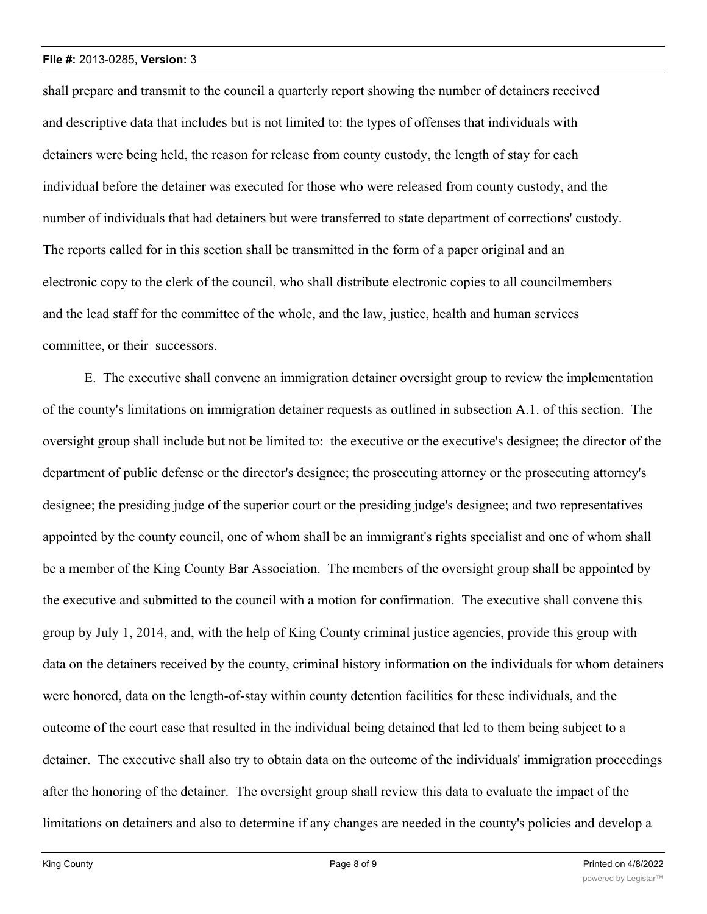shall prepare and transmit to the council a quarterly report showing the number of detainers received and descriptive data that includes but is not limited to: the types of offenses that individuals with detainers were being held, the reason for release from county custody, the length of stay for each individual before the detainer was executed for those who were released from county custody, and the number of individuals that had detainers but were transferred to state department of corrections' custody. The reports called for in this section shall be transmitted in the form of a paper original and an electronic copy to the clerk of the council, who shall distribute electronic copies to all councilmembers and the lead staff for the committee of the whole, and the law, justice, health and human services committee, or their successors.

E. The executive shall convene an immigration detainer oversight group to review the implementation of the county's limitations on immigration detainer requests as outlined in subsection A.1. of this section. The oversight group shall include but not be limited to: the executive or the executive's designee; the director of the department of public defense or the director's designee; the prosecuting attorney or the prosecuting attorney's designee; the presiding judge of the superior court or the presiding judge's designee; and two representatives appointed by the county council, one of whom shall be an immigrant's rights specialist and one of whom shall be a member of the King County Bar Association. The members of the oversight group shall be appointed by the executive and submitted to the council with a motion for confirmation. The executive shall convene this group by July 1, 2014, and, with the help of King County criminal justice agencies, provide this group with data on the detainers received by the county, criminal history information on the individuals for whom detainers were honored, data on the length-of-stay within county detention facilities for these individuals, and the outcome of the court case that resulted in the individual being detained that led to them being subject to a detainer. The executive shall also try to obtain data on the outcome of the individuals' immigration proceedings after the honoring of the detainer. The oversight group shall review this data to evaluate the impact of the limitations on detainers and also to determine if any changes are needed in the county's policies and develop a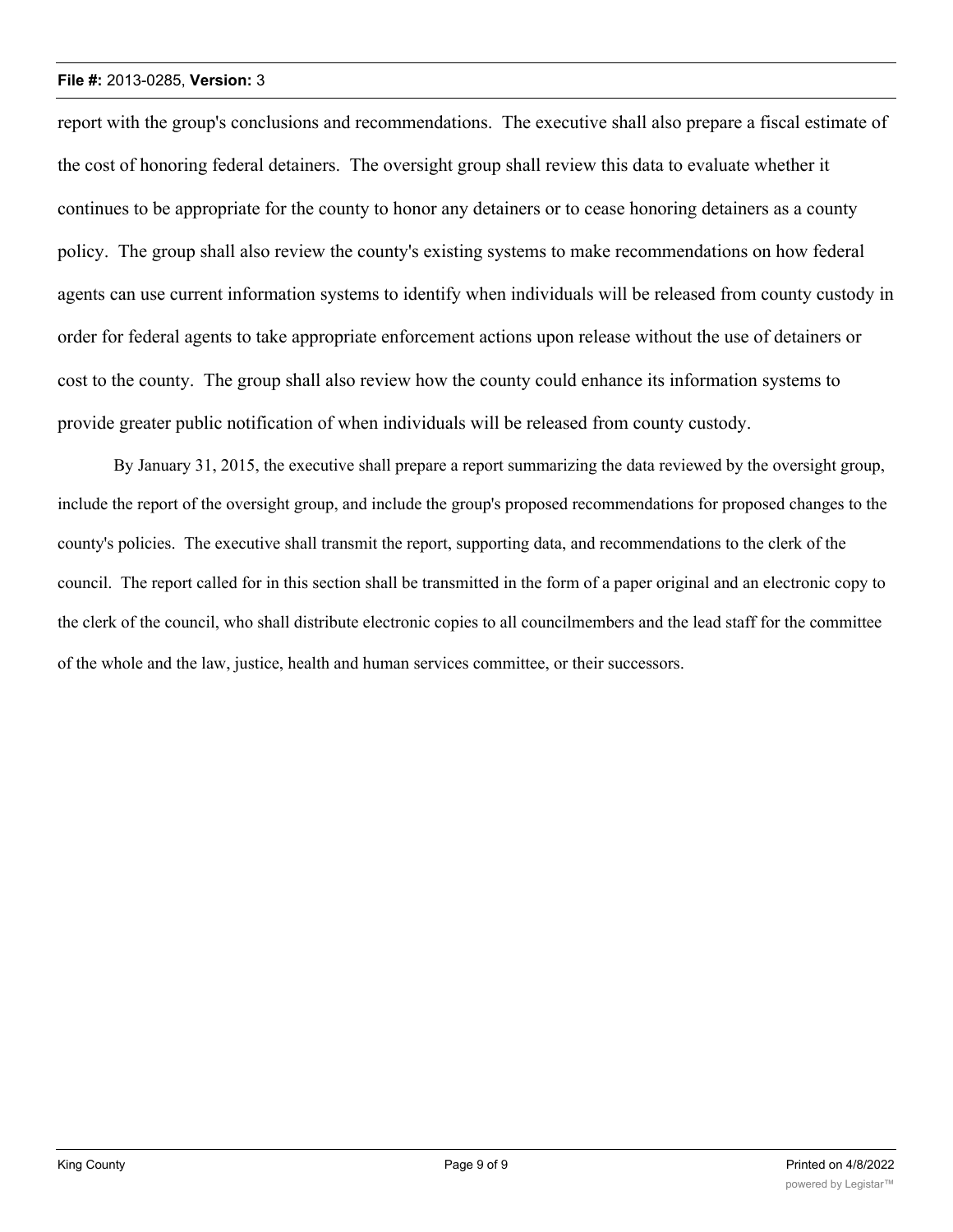report with the group's conclusions and recommendations. The executive shall also prepare a fiscal estimate of the cost of honoring federal detainers. The oversight group shall review this data to evaluate whether it continues to be appropriate for the county to honor any detainers or to cease honoring detainers as a county policy. The group shall also review the county's existing systems to make recommendations on how federal agents can use current information systems to identify when individuals will be released from county custody in order for federal agents to take appropriate enforcement actions upon release without the use of detainers or cost to the county. The group shall also review how the county could enhance its information systems to provide greater public notification of when individuals will be released from county custody.

By January 31, 2015, the executive shall prepare a report summarizing the data reviewed by the oversight group, include the report of the oversight group, and include the group's proposed recommendations for proposed changes to the county's policies. The executive shall transmit the report, supporting data, and recommendations to the clerk of the council. The report called for in this section shall be transmitted in the form of a paper original and an electronic copy to the clerk of the council, who shall distribute electronic copies to all councilmembers and the lead staff for the committee of the whole and the law, justice, health and human services committee, or their successors.